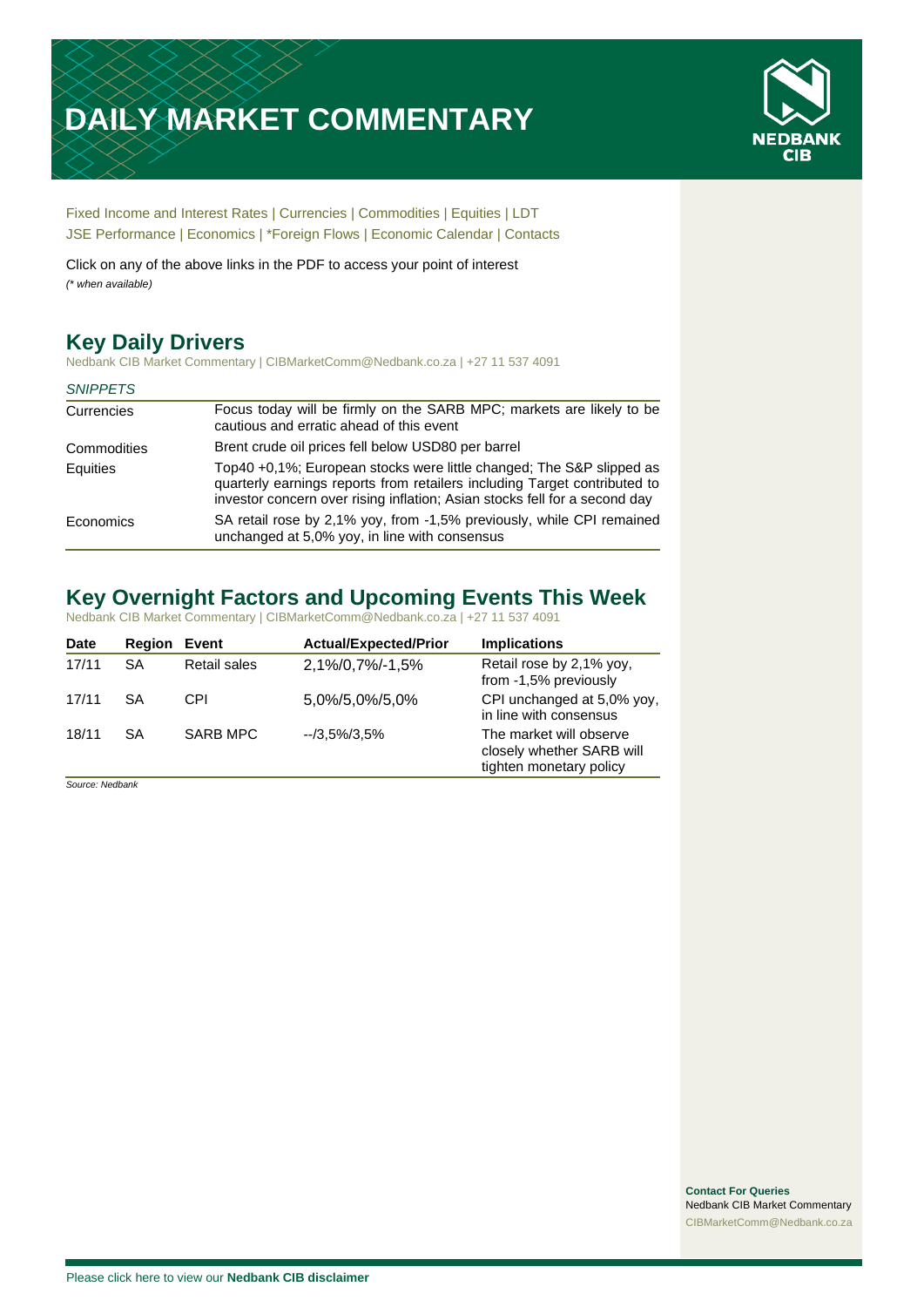# DAILY MARKET COMMENTARY

NEDBANK CIB

Fixed Income and Interest Rates | Currencies | Commodities | Equities | LDT
JSE Performance | Economics | *Foreign Flows | Economic Calendar | Contacts

Click on any of the above links in the PDF to access your point of interest
*(* when available)*

## Key Daily Drivers

Nedbank CIB Market Commentary | CIBMarketComm@Nedbank.co.za | +27 11 537 4091

| *SNIPPETS* | |
|---|---|
| Currencies | Focus today will be firmly on the SARB MPC; markets are likely to be cautious and erratic ahead of this event |
| Commodities | Brent crude oil prices fell below USD80 per barrel |
| Equities | Top40 +0,1%; European stocks were little changed; The S&P slipped as quarterly earnings reports from retailers including Target contributed to investor concern over rising inflation; Asian stocks fell for a second day |
| Economics | SA retail rose by 2,1% yoy, from -1,5% previously, while CPI remained unchanged at 5,0% yoy, in line with consensus |

## Key Overnight Factors and Upcoming Events This Week

Nedbank CIB Market Commentary | CIBMarketComm@Nedbank.co.za | +27 11 537 4091

| Date | Region | Event | Actual/Expected/Prior | Implications |
|---|---|---|---|---|
| 17/11 | SA | Retail sales | 2,1%/0,7%/-1,5% | Retail rose by 2,1% yoy, from -1,5% previously |
| 17/11 | SA | CPI | 5,0%/5,0%/5,0% | CPI unchanged at 5,0% yoy, in line with consensus |
| 18/11 | SA | SARB MPC | --/3,5%/3,5% | The market will observe closely whether SARB will tighten monetary policy |

*Source: Nedbank*

**Contact For Queries**
Nedbank CIB Market Commentary
CIBMarketComm@Nedbank.co.za

Please click here to view our **Nedbank CIB disclaimer**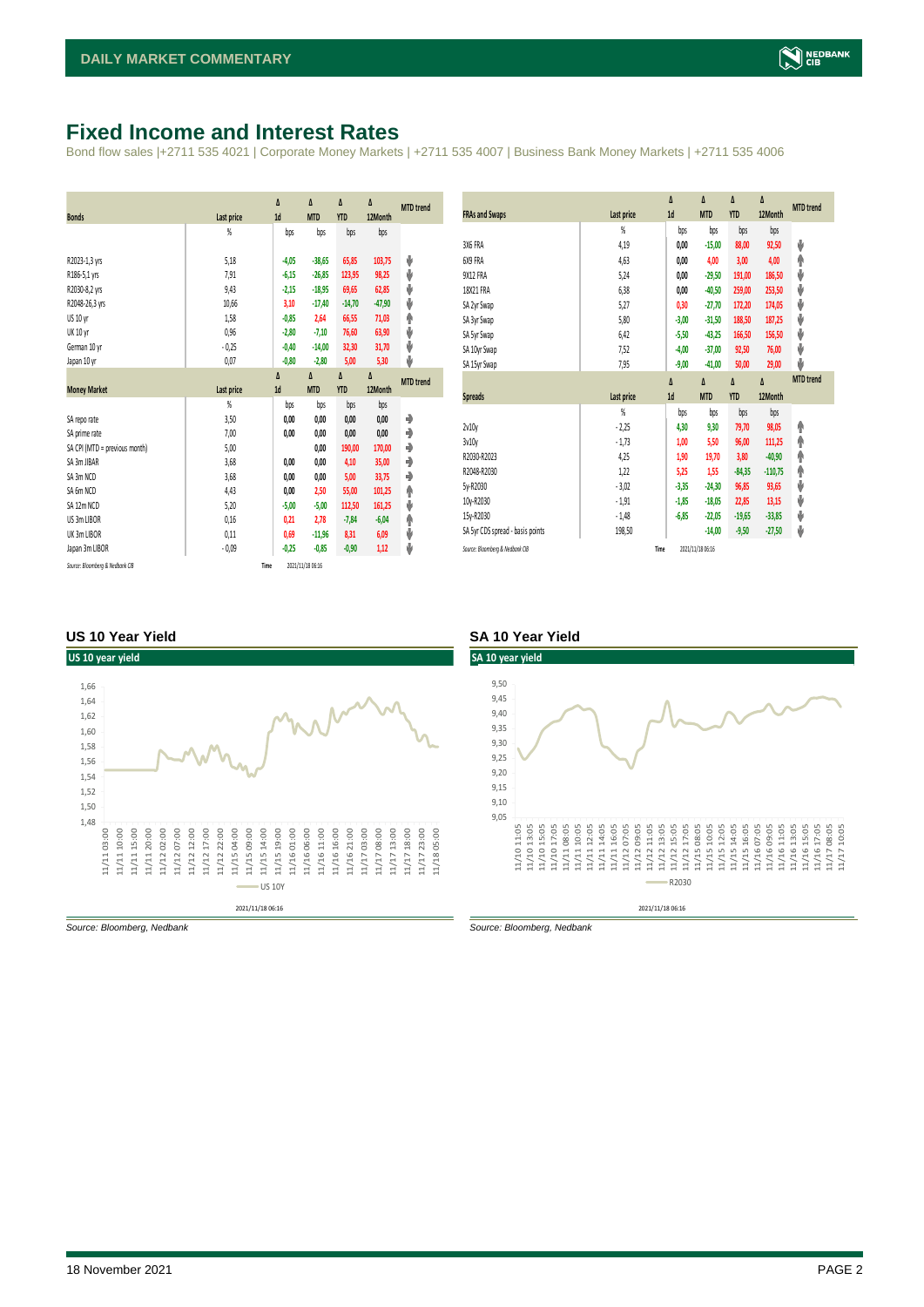# Fixed Income and Interest Rates

Bond flow sales |+2711 535 4021 | Corporate Money Markets | +2711 535 4007 | Business Bank Money Markets | +2711 535 4006

| Bonds | Last price | Δ 1d | Δ MTD | Δ YTD | Δ 12Month | MTD trend |
|---|---|---|---|---|---|---|
| | % | bps | bps | bps | bps | |
| R2023-1,3 yrs | 5,18 | -4,05 | -38,65 | 65,85 | 103,75 | ⬇ |
| R186-5,1 yrs | 7,91 | -6,15 | -26,85 | 123,95 | 98,25 | ⬇ |
| R2030-8,2 yrs | 9,43 | -2,15 | -18,95 | 69,65 | 62,85 | ⬇ |
| R2048-26,3 yrs | 10,66 | 3,10 | -17,40 | -14,70 | -47,90 | ⬇ |
| US 10 yr | 1,58 | -0,85 | 2,64 | 66,55 | 71,03 | ⬆ |
| UK 10 yr | 0,96 | -2,80 | -7,10 | 76,60 | 63,90 | ⬇ |
| German 10 yr | - 0,25 | -0,40 | -14,00 | 32,30 | 31,70 | ⬇ |
| Japan 10 yr | 0,07 | -0,80 | -2,80 | 5,00 | 5,30 | ⬇ |

| Money Market | Last price | Δ 1d | Δ MTD | Δ YTD | Δ 12Month | MTD trend |
|---|---|---|---|---|---|---|
| | % | bps | bps | bps | bps | |
| SA repo rate | 3,50 | 0,00 | 0,00 | 0,00 | 0,00 | ➡ |
| SA prime rate | 7,00 | 0,00 | 0,00 | 0,00 | 0,00 | ➡ |
| SA CPI (MTD = previous month) | 5,00 | | 0,00 | 190,00 | 170,00 | ➡ |
| SA 3m JIBAR | 3,68 | 0,00 | 0,00 | 4,10 | 35,00 | ➡ |
| SA 3m NCD | 3,68 | 0,00 | 0,00 | 5,00 | 33,75 | ➡ |
| SA 6m NCD | 4,43 | 0,00 | 2,50 | 55,00 | 101,25 | ⬆ |
| SA 12m NCD | 5,20 | -5,00 | -5,00 | 112,50 | 161,25 | ⬇ |
| US 3m LIBOR | 0,16 | 0,21 | 2,78 | -7,84 | -6,04 | ⬆ |
| UK 3m LIBOR | 0,11 | 0,69 | -11,96 | 8,31 | 6,09 | ⬇ |
| Japan 3m LIBOR | - 0,09 | -0,25 | -0,85 | -0,90 | 1,12 | ⬇ |

Source: Bloomberg & Nedbank CIB Time 2021/11/18 06:16

| FRAs and Swaps | Last price | Δ 1d | Δ MTD | Δ YTD | Δ 12Month | MTD trend |
|---|---|---|---|---|---|---|
| | % | bps | bps | bps | bps | |
| 3X6 FRA | 4,19 | 0,00 | -15,00 | 88,00 | 92,50 | ⬇ |
| 6X9 FRA | 4,63 | 0,00 | 4,00 | 3,00 | 4,00 | ⬆ |
| 9X12 FRA | 5,24 | 0,00 | -29,50 | 191,00 | 186,50 | ⬇ |
| 18X21 FRA | 6,38 | 0,00 | -40,50 | 259,00 | 253,50 | ⬇ |
| SA 2yr Swap | 5,27 | 0,30 | -27,70 | 172,20 | 174,05 | ⬇ |
| SA 3yr Swap | 5,80 | -3,00 | -31,50 | 188,50 | 187,25 | ⬇ |
| SA 5yr Swap | 6,42 | -5,50 | -43,25 | 166,50 | 156,50 | ⬇ |
| SA 10yr Swap | 7,52 | -4,00 | -37,00 | 92,50 | 76,00 | ⬇ |
| SA 15yr Swap | 7,95 | -9,00 | -41,00 | 50,00 | 29,00 | ⬇ |

| Spreads | Last price | Δ 1d | Δ MTD | Δ YTD | Δ 12Month | MTD trend |
|---|---|---|---|---|---|---|
| | % | bps | bps | bps | bps | |
| 2v10y | - 2,25 | 4,30 | 9,30 | 79,70 | 98,05 | ⬆ |
| 3v10y | - 1,73 | 1,00 | 5,50 | 96,00 | 111,25 | ⬆ |
| R2030-R2023 | 4,25 | 1,90 | 19,70 | 3,80 | -40,90 | ⬆ |
| R2048-R2030 | 1,22 | 5,25 | 1,55 | -84,35 | -110,75 | ⬆ |
| 5y-R2030 | - 3,02 | -3,35 | -24,30 | 96,85 | 93,65 | ⬇ |
| 10y-R2030 | - 1,91 | -1,85 | -18,05 | 22,85 | 13,15 | ⬇ |
| 15y-R2030 | - 1,48 | -6,85 | -22,05 | -19,65 | -33,85 | ⬇ |
| SA 5yr CDS spread - basis points | 198,50 | | -14,00 | -9,50 | -27,50 | ⬇ |

Source: Bloomberg & Nedbank CIB Time 2021/11/18 06:16

## US 10 Year Yield

Source: Bloomberg, Nedbank

## SA 10 Year Yield

Source: Bloomberg, Nedbank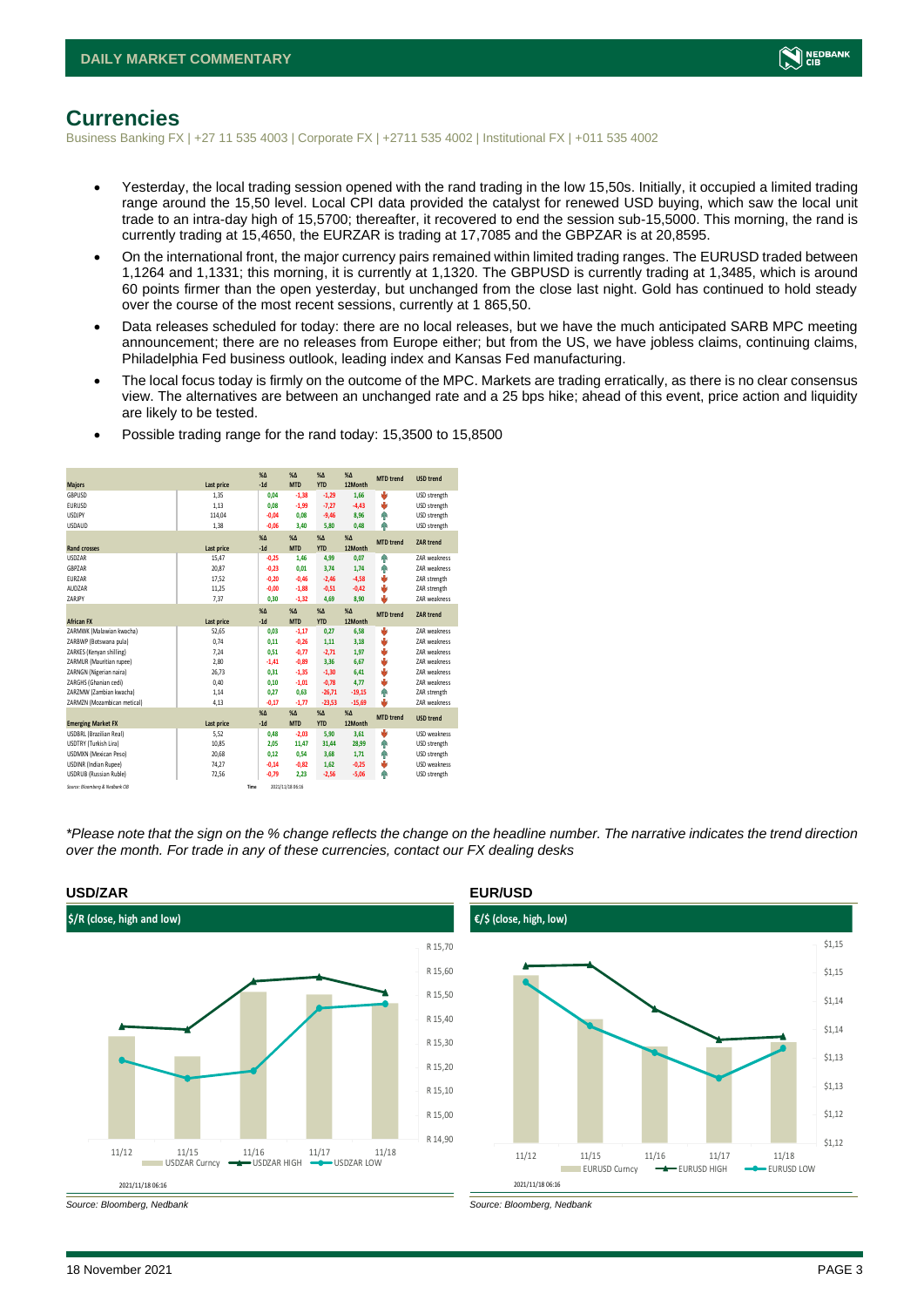## Currencies

Business Banking FX | +27 11 535 4003 | Corporate FX | +2711 535 4002 | Institutional FX | +011 535 4002

- Yesterday, the local trading session opened with the rand trading in the low 15,50s. Initially, it occupied a limited trading range around the 15,50 level. Local CPI data provided the catalyst for renewed USD buying, which saw the local unit trade to an intra-day high of 15,5700; thereafter, it recovered to end the session sub-15,5000. This morning, the rand is currently trading at 15,4650, the EURZAR is trading at 17,7085 and the GBPZAR is at 20,8595.
- On the international front, the major currency pairs remained within limited trading ranges. The EURUSD traded between 1,1264 and 1,1331; this morning, it is currently at 1,1320. The GBPUSD is currently trading at 1,3485, which is around 60 points firmer than the open yesterday, but unchanged from the close last night. Gold has continued to hold steady over the course of the most recent sessions, currently at 1 865,50.
- Data releases scheduled for today: there are no local releases, but we have the much anticipated SARB MPC meeting announcement; there are no releases from Europe either; but from the US, we have jobless claims, continuing claims, Philadelphia Fed business outlook, leading index and Kansas Fed manufacturing.
- The local focus today is firmly on the outcome of the MPC. Markets are trading erratically, as there is no clear consensus view. The alternatives are between an unchanged rate and a 25 bps hike; ahead of this event, price action and liquidity are likely to be tested.
- Possible trading range for the rand today: 15,3500 to 15,8500

| Majors | Last price | %Δ -1d | %Δ MTD | %Δ YTD | %Δ 12Month | MTD trend | USD trend |
|---|---|---|---|---|---|---|---|
| GBPUSD | 1,35 | 0,04 | -1,38 | -1,29 | 1,66 | ↓ | USD strength |
| EURUSD | 1,13 | 0,08 | -1,99 | -7,27 | -4,43 | ↓ | USD strength |
| USDJPY | 114,04 | -0,04 | 0,08 | -9,46 | 8,96 | ↑ | USD strength |
| USDAUD | 1,38 | -0,06 | 3,40 | 5,80 | 0,48 | ↑ | USD strength |
| **Rand crosses** | **Last price** | **%Δ -1d** | **%Δ MTD** | **%Δ YTD** | **%Δ 12Month** | **MTD trend** | **ZAR trend** |
| USDZAR | 15,47 | -0,25 | 1,46 | 4,99 | 0,07 | ↑ | ZAR weakness |
| GBPZAR | 20,87 | -0,23 | 0,01 | 3,74 | 1,74 | ↑ | ZAR weakness |
| EURZAR | 17,52 | -0,20 | -0,46 | -2,46 | -4,58 | ↓ | ZAR strength |
| AUDZAR | 11,25 | -0,00 | -1,88 | -0,51 | -0,42 | ↓ | ZAR strength |
| ZARJPY | 7,37 | 0,30 | -1,32 | 4,69 | 8,90 | ↓ | ZAR weakness |
| **African FX** | **Last price** | **%Δ -1d** | **%Δ MTD** | **%Δ YTD** | **%Δ 12Month** | **MTD trend** | **ZAR trend** |
| ZARMWK (Malawian kwacha) | 52,65 | 0,03 | -1,17 | 0,27 | 6,58 | ↓ | ZAR weakness |
| ZARBWP (Botswana pula) | 0,74 | 0,11 | -0,26 | 1,11 | 3,18 | ↓ | ZAR weakness |
| ZARKES (Kenyan shilling) | 7,24 | 0,51 | -0,77 | -2,71 | 1,97 | ↓ | ZAR weakness |
| ZARMUR (Mauritian rupee) | 2,80 | -1,41 | -0,89 | 3,36 | 6,67 | ↓ | ZAR weakness |
| ZARNGN (Nigerian naira) | 26,73 | 0,31 | -1,35 | -1,30 | 6,41 | ↓ | ZAR weakness |
| ZARGHS (Ghanian cedi) | 0,40 | 0,10 | -1,01 | -0,78 | 4,77 | ↓ | ZAR weakness |
| ZARZMW (Zambian kwacha) | 1,14 | 0,27 | 0,63 | -26,71 | -19,15 | ↑ | ZAR strength |
| ZARMZN (Mozambican metical) | 4,13 | -0,17 | -1,77 | -23,53 | -15,69 | ↓ | ZAR weakness |
| **Emerging Market FX** | **Last price** | **%Δ -1d** | **%Δ MTD** | **%Δ YTD** | **%Δ 12Month** | **MTD trend** | **USD trend** |
| USDBRL (Brazilian Real) | 5,52 | 0,48 | -2,03 | 5,90 | 3,61 | ↓ | USD weakness |
| USDTRY (Turkish Lira) | 10,85 | 2,05 | 11,47 | 31,44 | 28,99 | ↑ | USD strength |
| USDMXN (Mexican Peso) | 20,68 | 0,12 | 0,54 | 3,68 | 1,71 | ↑ | USD strength |
| USDINR (Indian Rupee) | 74,27 | -0,14 | -0,82 | 1,62 | -0,25 | ↓ | USD weakness |
| USDRUB (Russian Ruble) | 72,56 | -0,79 | 2,23 | -2,56 | -5,06 | ↑ | USD strength |

Source: Bloomberg & Nedbank CIB    Time 2021/11/18 06:16

*\*Please note that the sign on the % change reflects the change on the headline number. The narrative indicates the trend direction over the month. For trade in any of these currencies, contact our FX dealing desks*

### USD/ZAR

$/R (close, high and low)

Source: Bloomberg, Nedbank

### EUR/USD

€/$ (close, high, low)

Source: Bloomberg, Nedbank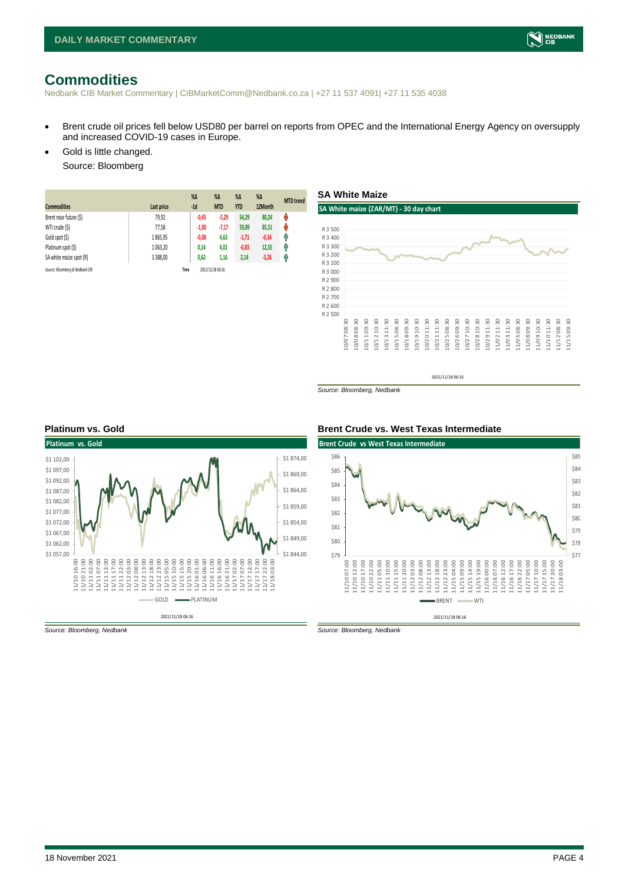# Commodities

Nedbank CIB Market Commentary | CIBMarketComm@Nedbank.co.za | +27 11 537 4091| +27 11 535 4038

- Brent crude oil prices fell below USD80 per barrel on reports from OPEC and the International Energy Agency on oversupply and increased COVID-19 cases in Europe.
- Gold is little changed.

  Source: Bloomberg

| Commodities | Last price | %Δ -1d | %Δ MTD | %Δ YTD | %Δ 12Month | MTD trend |
|---|---|---|---|---|---|---|
| Brent near future ($) | 79,92 | -0,45 | -5,29 | 54,29 | 80,24 | ⬇ |
| WTI crude ($) | 77,58 | -1,00 | -7,17 | 59,89 | 85,51 | ⬇ |
| Gold spot ($) | 1 865,95 | -0,08 | 4,63 | -1,71 | -0,34 | ⬆ |
| Platinum spot ($) | 1 063,20 | 0,14 | 4,01 | -0,83 | 12,55 | ⬆ |
| SA white maize spot (R) | 3 388,00 | 0,62 | 1,16 | 2,14 | -3,26 | ⬆ |

*Source: Bloomberg & Nedbank CIB* Time 2021/11/18 06:16

## SA White Maize

*Source: Bloomberg, Nedbank*

## Platinum vs. Gold

*Source: Bloomberg, Nedbank*

## Brent Crude vs. West Texas Intermediate

*Source: Bloomberg, Nedbank*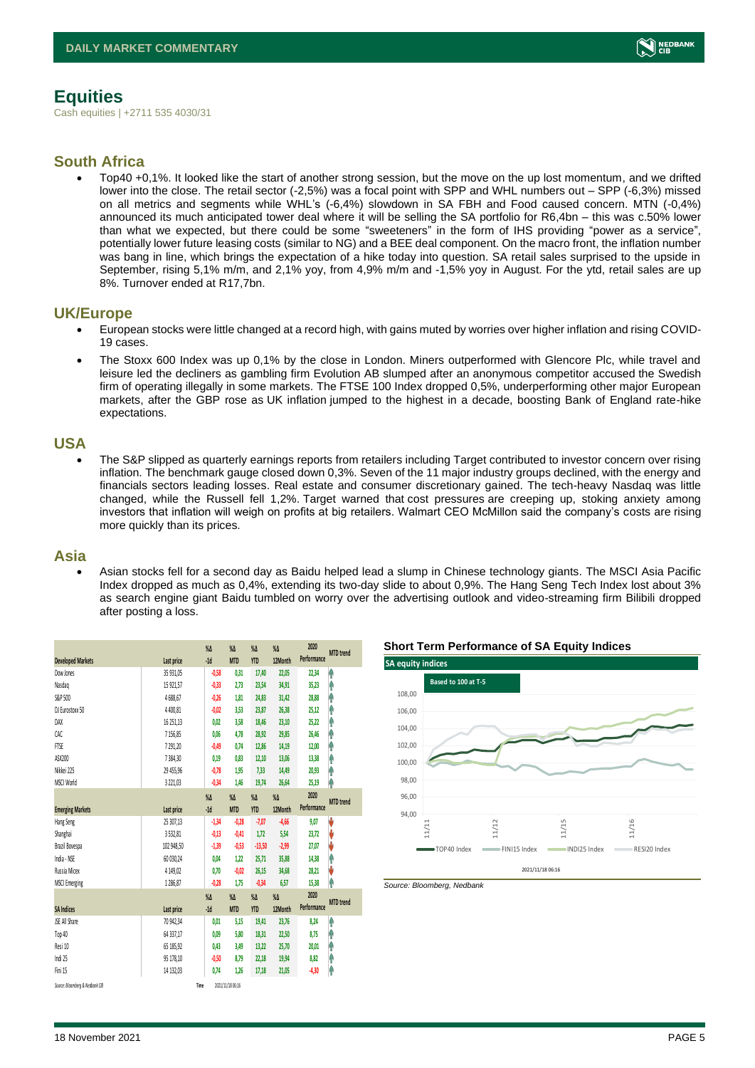# Equities

Cash equities | +2711 535 4030/31

## South Africa

- Top40 +0,1%. It looked like the start of another strong session, but the move on the up lost momentum, and we drifted lower into the close. The retail sector (-2,5%) was a focal point with SPP and WHL numbers out – SPP (-6,3%) missed on all metrics and segments while WHL's (-6,4%) slowdown in SA FBH and Food caused concern. MTN (-0,4%) announced its much anticipated tower deal where it will be selling the SA portfolio for R6,4bn – this was c.50% lower than what we expected, but there could be some "sweeteners" in the form of IHS providing "power as a service", potentially lower future leasing costs (similar to NG) and a BEE deal component. On the macro front, the inflation number was bang in line, which brings the expectation of a hike today into question. SA retail sales surprised to the upside in September, rising 5,1% m/m, and 2,1% yoy, from 4,9% m/m and -1,5% yoy in August. For the ytd, retail sales are up 8%. Turnover ended at R17,7bn.

## UK/Europe

- European stocks were little changed at a record high, with gains muted by worries over higher inflation and rising COVID-19 cases.
- The Stoxx 600 Index was up 0,1% by the close in London. Miners outperformed with Glencore Plc, while travel and leisure led the decliners as gambling firm Evolution AB slumped after an anonymous competitor accused the Swedish firm of operating illegally in some markets. The FTSE 100 Index dropped 0,5%, underperforming other major European markets, after the GBP rose as UK inflation jumped to the highest in a decade, boosting Bank of England rate-hike expectations.

## USA

- The S&P slipped as quarterly earnings reports from retailers including Target contributed to investor concern over rising inflation. The benchmark gauge closed down 0,3%. Seven of the 11 major industry groups declined, with the energy and financials sectors leading losses. Real estate and consumer discretionary gained. The tech-heavy Nasdaq was little changed, while the Russell fell 1,2%. Target warned that cost pressures are creeping up, stoking anxiety among investors that inflation will weigh on profits at big retailers. Walmart CEO McMillon said the company's costs are rising more quickly than its prices.

## Asia

- Asian stocks fell for a second day as Baidu helped lead a slump in Chinese technology giants. The MSCI Asia Pacific Index dropped as much as 0,4%, extending its two-day slide to about 0,9%. The Hang Seng Tech Index lost about 3% as search engine giant Baidu tumbled on worry over the advertising outlook and video-streaming firm Bilibili dropped after posting a loss.

| Developed Markets | Last price | %Δ -1d | %Δ MTD | %Δ YTD | %Δ 12Month | 2020 Performance | MTD trend |
|---|---|---|---|---|---|---|---|
| Dow Jones | 35 931,05 | -0,58 | 0,31 | 17,40 | 22,05 | 22,34 | ↑ |
| Nasdaq | 15 921,57 | -0,33 | 2,73 | 23,54 | 34,91 | 35,23 | ↑ |
| S&P 500 | 4 688,67 | -0,26 | 1,81 | 24,83 | 31,42 | 28,88 | ↑ |
| DJ Eurostoxx 50 | 4 400,81 | -0,02 | 3,53 | 23,87 | 26,38 | 25,12 | ↑ |
| DAX | 16 251,13 | 0,02 | 3,58 | 18,46 | 23,10 | 25,22 | ↑ |
| CAC | 7 156,85 | 0,06 | 4,78 | 28,92 | 29,85 | 26,46 | ↑ |
| FTSE | 7 291,20 | -0,49 | 0,74 | 12,86 | 14,19 | 12,00 | ↑ |
| ASX200 | 7 384,30 | 0,19 | 0,83 | 12,10 | 13,06 | 13,38 | ↑ |
| Nikkei 225 | 29 455,96 | -0,78 | 1,95 | 7,33 | 14,49 | 20,93 | ↑ |
| MSCI World | 3 221,03 | -0,34 | 1,46 | 19,74 | 26,64 | 25,19 | ↑ |
| **Emerging Markets** | **Last price** | **%Δ -1d** | **%Δ MTD** | **%Δ YTD** | **%Δ 12Month** | **2020 Performance** | **MTD trend** |
| Hang Seng | 25 307,13 | -1,34 | -0,28 | -7,07 | -4,66 | 9,07 | ↓ |
| Shanghai | 3 532,81 | -0,13 | -0,41 | 1,72 | 5,54 | 23,72 | ↓ |
| Brazil Bovespa | 102 948,50 | -1,39 | -0,53 | -13,50 | -2,99 | 27,07 | ↓ |
| India - NSE | 60 030,24 | 0,04 | 1,22 | 25,71 | 35,88 | 14,38 | ↑ |
| Russia Micex | 4 149,02 | 0,70 | -0,02 | 26,15 | 34,68 | 28,21 | ↓ |
| MSCI Emerging | 1 286,87 | -0,28 | 1,75 | -0,34 | 6,57 | 15,38 | ↑ |
| **SA Indices** | **Last price** | **%Δ -1d** | **%Δ MTD** | **%Δ YTD** | **%Δ 12Month** | **2020 Performance** | **MTD trend** |
| JSE All Share | 70 942,34 | 0,01 | 5,15 | 19,41 | 23,76 | 8,24 | ↑ |
| Top 40 | 64 337,17 | 0,09 | 5,80 | 18,31 | 22,50 | 8,75 | ↑ |
| Resi 10 | 65 185,92 | 0,43 | 3,49 | 13,22 | 25,70 | 20,01 | ↑ |
| Indi 25 | 95 178,10 | -0,50 | 8,79 | 22,18 | 19,94 | 8,82 | ↑ |
| Fini 15 | 14 132,03 | 0,74 | 1,26 | 17,18 | 21,05 | -4,30 | ↑ |

Source: Bloomberg & Nedbank CIB Time 2021/11/18 06:16

**Short Term Performance of SA Equity Indices**

Source: Bloomberg, Nedbank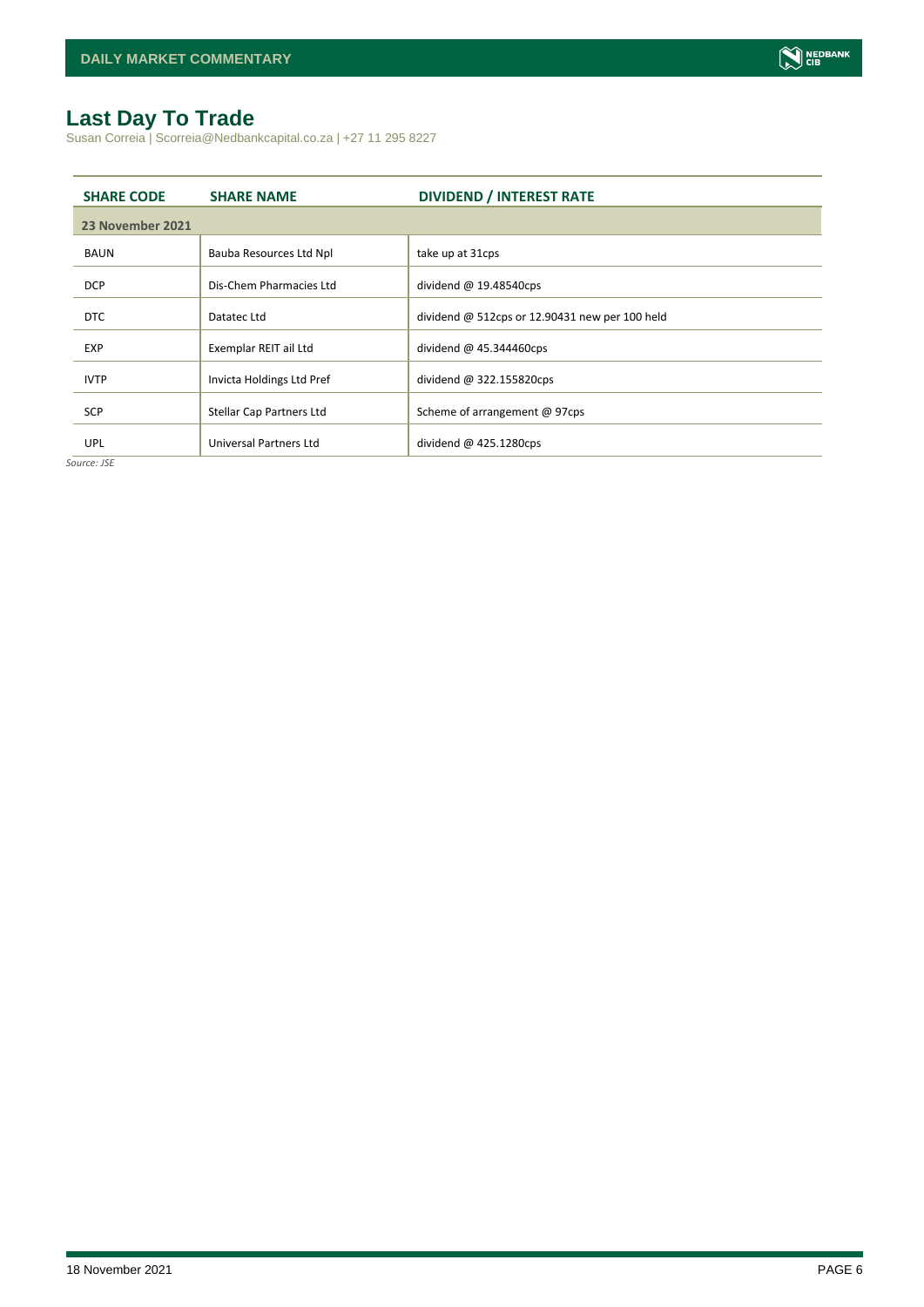# Last Day To Trade

Susan Correia | Scorreia@Nedbankcapital.co.za | +27 11 295 8227

| SHARE CODE | SHARE NAME | DIVIDEND / INTEREST RATE |
|---|---|---|
| **23 November 2021** | | |
| BAUN | Bauba Resources Ltd Npl | take up at 31cps |
| DCP | Dis-Chem Pharmacies Ltd | dividend @ 19.48540cps |
| DTC | Datatec Ltd | dividend @ 512cps or 12.90431 new per 100 held |
| EXP | Exemplar REIT ail Ltd | dividend @ 45.344460cps |
| IVTP | Invicta Holdings Ltd Pref | dividend @ 322.155820cps |
| SCP | Stellar Cap Partners Ltd | Scheme of arrangement @ 97cps |
| UPL | Universal Partners Ltd | dividend @ 425.1280cps |

*Source: JSE*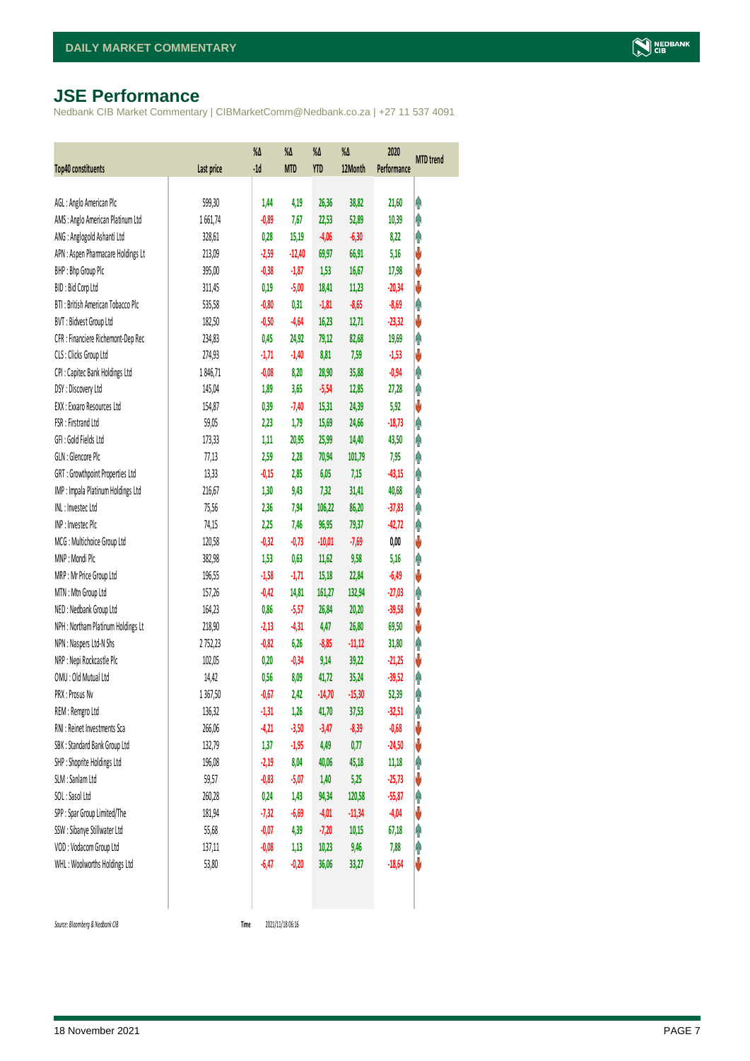# JSE Performance

Nedbank CIB Market Commentary | CIBMarketComm@Nedbank.co.za | +27 11 537 4091

| Top40 constituents | Last price | %Δ -1d | %Δ MTD | %Δ YTD | %Δ 12Month | 2020 Performance | MTD trend |
|---|---|---|---|---|---|---|---|
| AGL : Anglo American Plc | 599,30 | 1,44 | 4,19 | 26,36 | 38,82 | 21,60 | ↑ |
| AMS : Anglo American Platinum Ltd | 1 661,74 | -0,89 | 7,67 | 22,53 | 52,89 | 10,39 | ↑ |
| ANG : Anglogold Ashanti Ltd | 328,61 | 0,28 | 15,19 | -4,06 | -6,30 | 8,22 | ↑ |
| APN : Aspen Pharmacare Holdings Lt | 213,09 | -2,59 | -12,40 | 69,97 | 66,91 | 5,16 | ↓ |
| BHP : Bhp Group Plc | 395,00 | -0,38 | -1,87 | 1,53 | 16,67 | 17,98 | ↓ |
| BID : Bid Corp Ltd | 311,45 | 0,19 | -5,00 | 18,41 | 11,23 | -20,34 | ↓ |
| BTI : British American Tobacco Plc | 535,58 | -0,80 | 0,31 | -1,81 | -8,65 | -8,69 | ↑ |
| BVT : Bidvest Group Ltd | 182,50 | -0,50 | -4,64 | 16,23 | 12,71 | -23,32 | ↓ |
| CFR : Financiere Richemont-Dep Rec | 234,83 | 0,45 | 24,92 | 79,12 | 82,68 | 19,69 | ↑ |
| CLS : Clicks Group Ltd | 274,93 | -1,71 | -1,40 | 8,81 | 7,59 | -1,53 | ↓ |
| CPI : Capitec Bank Holdings Ltd | 1 846,71 | -0,08 | 8,20 | 28,90 | 35,88 | -0,94 | ↑ |
| DSY : Discovery Ltd | 145,04 | 1,89 | 3,65 | -5,54 | 12,85 | 27,28 | ↑ |
| EXX : Exxaro Resources Ltd | 154,87 | 0,39 | -7,40 | 15,31 | 24,39 | 5,92 | ↓ |
| FSR : Firstrand Ltd | 59,05 | 2,23 | 1,79 | 15,69 | 24,66 | -18,73 | ↑ |
| GFI : Gold Fields Ltd | 173,33 | 1,11 | 20,95 | 25,99 | 14,40 | 43,50 | ↑ |
| GLN : Glencore Plc | 77,13 | 2,59 | 2,28 | 70,94 | 101,79 | 7,95 | ↑ |
| GRT : Growthpoint Properties Ltd | 13,33 | -0,15 | 2,85 | 6,05 | 7,15 | -43,15 | ↑ |
| IMP : Impala Platinum Holdings Ltd | 216,67 | 1,30 | 9,43 | 7,32 | 31,41 | 40,68 | ↑ |
| INL : Investec Ltd | 75,56 | 2,36 | 7,94 | 106,22 | 86,20 | -37,83 | ↑ |
| INP : Investec Plc | 74,15 | 2,25 | 7,46 | 96,95 | 79,37 | -42,72 | ↑ |
| MCG : Multichoice Group Ltd | 120,58 | -0,32 | -0,73 | -10,01 | -7,69 | 0,00 | ↓ |
| MNP : Mondi Plc | 382,98 | 1,53 | 0,63 | 11,62 | 9,58 | 5,16 | ↑ |
| MRP : Mr Price Group Ltd | 196,55 | -1,58 | -1,71 | 15,18 | 22,84 | -6,49 | ↓ |
| MTN : Mtn Group Ltd | 157,26 | -0,42 | 14,81 | 161,27 | 132,94 | -27,03 | ↑ |
| NED : Nedbank Group Ltd | 164,23 | 0,86 | -5,57 | 26,84 | 20,20 | -39,58 | ↓ |
| NPH : Northam Platinum Holdings Lt | 218,90 | -2,13 | -4,31 | 4,47 | 26,80 | 69,50 | ↓ |
| NPN : Naspers Ltd-N Shs | 2 752,23 | -0,82 | 6,26 | -8,85 | -11,12 | 31,80 | ↑ |
| NRP : Nepi Rockcastle Plc | 102,05 | 0,20 | -0,34 | 9,14 | 39,22 | -21,25 | ↓ |
| OMU : Old Mutual Ltd | 14,42 | 0,56 | 8,09 | 41,72 | 35,24 | -39,52 | ↑ |
| PRX : Prosus Nv | 1 367,50 | -0,67 | 2,42 | -14,70 | -15,30 | 52,39 | ↑ |
| REM : Remgro Ltd | 136,32 | -1,31 | 1,26 | 41,70 | 37,53 | -32,51 | ↑ |
| RNI : Reinet Investments Sca | 266,06 | -4,21 | -3,50 | -3,47 | -8,39 | -0,68 | ↓ |
| SBK : Standard Bank Group Ltd | 132,79 | 1,37 | -1,95 | 4,49 | 0,77 | -24,50 | ↓ |
| SHP : Shoprite Holdings Ltd | 196,08 | -2,19 | 8,04 | 40,06 | 45,18 | 11,18 | ↑ |
| SLM : Sanlam Ltd | 59,57 | -0,83 | -5,07 | 1,40 | 5,25 | -25,73 | ↓ |
| SOL : Sasol Ltd | 260,28 | 0,24 | 1,43 | 94,34 | 120,58 | -55,87 | ↑ |
| SPP : Spar Group Limited/The | 181,94 | -7,32 | -6,69 | -4,01 | -11,34 | -4,04 | ↓ |
| SSW : Sibanye Stillwater Ltd | 55,68 | -0,07 | 4,39 | -7,20 | 10,15 | 67,18 | ↑ |
| VOD : Vodacom Group Ltd | 137,11 | -0,08 | 1,13 | 10,23 | 9,46 | 7,88 | ↑ |
| WHL : Woolworths Holdings Ltd | 53,80 | -6,47 | -0,20 | 36,06 | 33,27 | -18,64 | ↓ |

*Source: Bloomberg & Nedbank CIB* Time 2021/11/18 06:16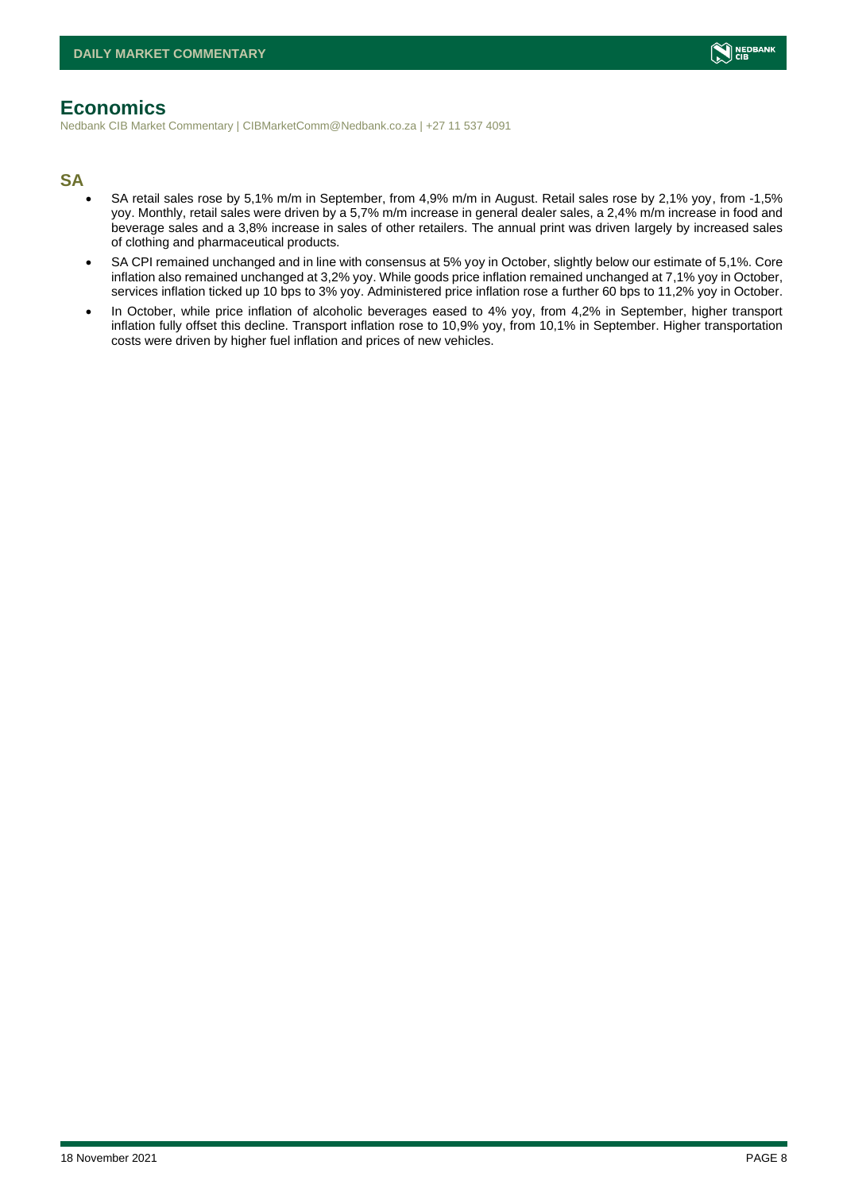## Economics

Nedbank CIB Market Commentary | CIBMarketComm@Nedbank.co.za | +27 11 537 4091

### SA

- SA retail sales rose by 5,1% m/m in September, from 4,9% m/m in August. Retail sales rose by 2,1% yoy, from -1,5% yoy. Monthly, retail sales were driven by a 5,7% m/m increase in general dealer sales, a 2,4% m/m increase in food and beverage sales and a 3,8% increase in sales of other retailers. The annual print was driven largely by increased sales of clothing and pharmaceutical products.
- SA CPI remained unchanged and in line with consensus at 5% yoy in October, slightly below our estimate of 5,1%. Core inflation also remained unchanged at 3,2% yoy. While goods price inflation remained unchanged at 7,1% yoy in October, services inflation ticked up 10 bps to 3% yoy. Administered price inflation rose a further 60 bps to 11,2% yoy in October.
- In October, while price inflation of alcoholic beverages eased to 4% yoy, from 4,2% in September, higher transport inflation fully offset this decline. Transport inflation rose to 10,9% yoy, from 10,1% in September. Higher transportation costs were driven by higher fuel inflation and prices of new vehicles.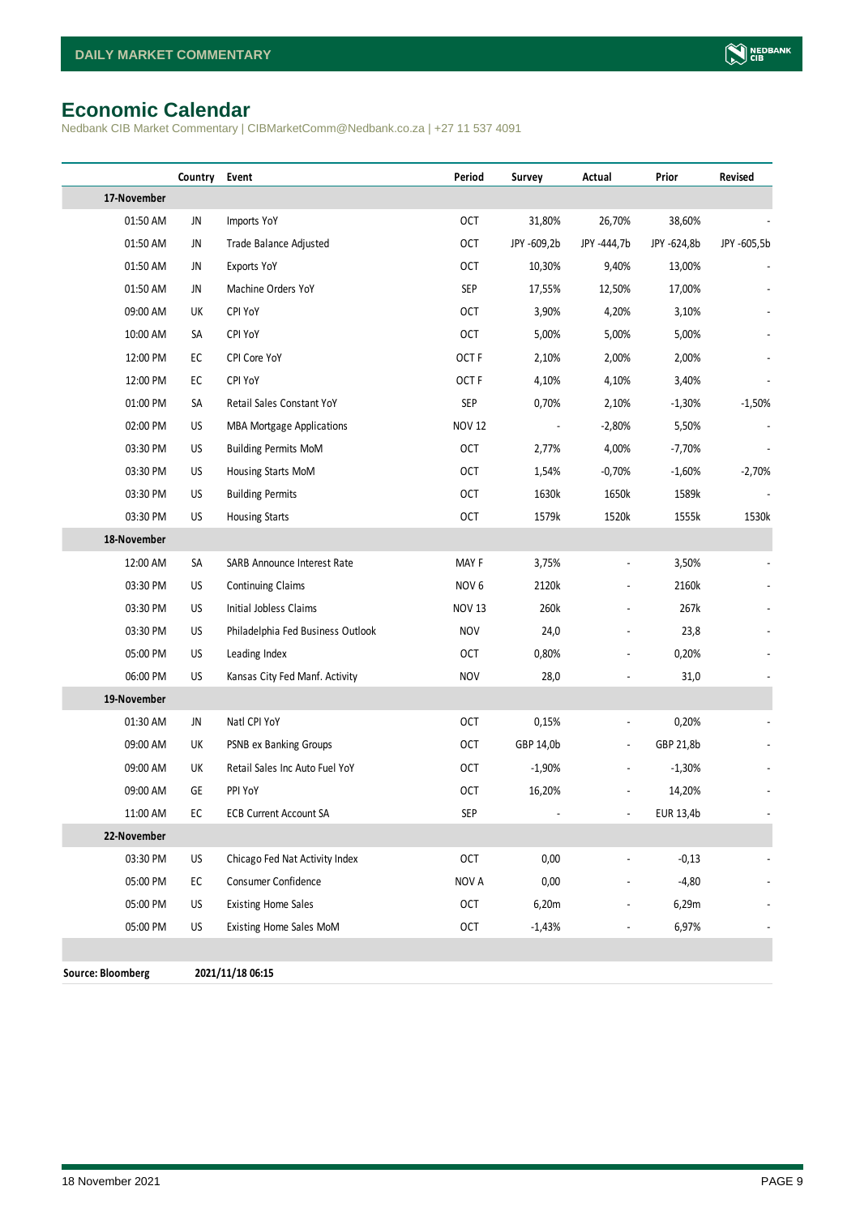## Economic Calendar

Nedbank CIB Market Commentary | CIBMarketComm@Nedbank.co.za | +27 11 537 4091

| | Country | Event | Period | Survey | Actual | Prior | Revised |
|---|---|---|---|---|---|---|---|
| **17-November** | | | | | | | |
| 01:50 AM | JN | Imports YoY | OCT | 31,80% | 26,70% | 38,60% | - |
| 01:50 AM | JN | Trade Balance Adjusted | OCT | JPY -609,2b | JPY -444,7b | JPY -624,8b | JPY -605,5b |
| 01:50 AM | JN | Exports YoY | OCT | 10,30% | 9,40% | 13,00% | - |
| 01:50 AM | JN | Machine Orders YoY | SEP | 17,55% | 12,50% | 17,00% | - |
| 09:00 AM | UK | CPI YoY | OCT | 3,90% | 4,20% | 3,10% | - |
| 10:00 AM | SA | CPI YoY | OCT | 5,00% | 5,00% | 5,00% | - |
| 12:00 PM | EC | CPI Core YoY | OCT F | 2,10% | 2,00% | 2,00% | - |
| 12:00 PM | EC | CPI YoY | OCT F | 4,10% | 4,10% | 3,40% | - |
| 01:00 PM | SA | Retail Sales Constant YoY | SEP | 0,70% | 2,10% | -1,30% | -1,50% |
| 02:00 PM | US | MBA Mortgage Applications | NOV 12 | - | -2,80% | 5,50% | - |
| 03:30 PM | US | Building Permits MoM | OCT | 2,77% | 4,00% | -7,70% | - |
| 03:30 PM | US | Housing Starts MoM | OCT | 1,54% | -0,70% | -1,60% | -2,70% |
| 03:30 PM | US | Building Permits | OCT | 1630k | 1650k | 1589k | - |
| 03:30 PM | US | Housing Starts | OCT | 1579k | 1520k | 1555k | 1530k |
| **18-November** | | | | | | | |
| 12:00 AM | SA | SARB Announce Interest Rate | MAY F | 3,75% | - | 3,50% | - |
| 03:30 PM | US | Continuing Claims | NOV 6 | 2120k | - | 2160k | - |
| 03:30 PM | US | Initial Jobless Claims | NOV 13 | 260k | - | 267k | - |
| 03:30 PM | US | Philadelphia Fed Business Outlook | NOV | 24,0 | - | 23,8 | - |
| 05:00 PM | US | Leading Index | OCT | 0,80% | - | 0,20% | - |
| 06:00 PM | US | Kansas City Fed Manf. Activity | NOV | 28,0 | - | 31,0 | - |
| **19-November** | | | | | | | |
| 01:30 AM | JN | Natl CPI YoY | OCT | 0,15% | - | 0,20% | - |
| 09:00 AM | UK | PSNB ex Banking Groups | OCT | GBP 14,0b | - | GBP 21,8b | - |
| 09:00 AM | UK | Retail Sales Inc Auto Fuel YoY | OCT | -1,90% | - | -1,30% | - |
| 09:00 AM | GE | PPI YoY | OCT | 16,20% | - | 14,20% | - |
| 11:00 AM | EC | ECB Current Account SA | SEP | - | - | EUR 13,4b | - |
| **22-November** | | | | | | | |
| 03:30 PM | US | Chicago Fed Nat Activity Index | OCT | 0,00 | - | -0,13 | - |
| 05:00 PM | EC | Consumer Confidence | NOV A | 0,00 | - | -4,80 | - |
| 05:00 PM | US | Existing Home Sales | OCT | 6,20m | - | 6,29m | - |
| 05:00 PM | US | Existing Home Sales MoM | OCT | -1,43% | - | 6,97% | - |

**Source: Bloomberg** **2021/11/18 06:15**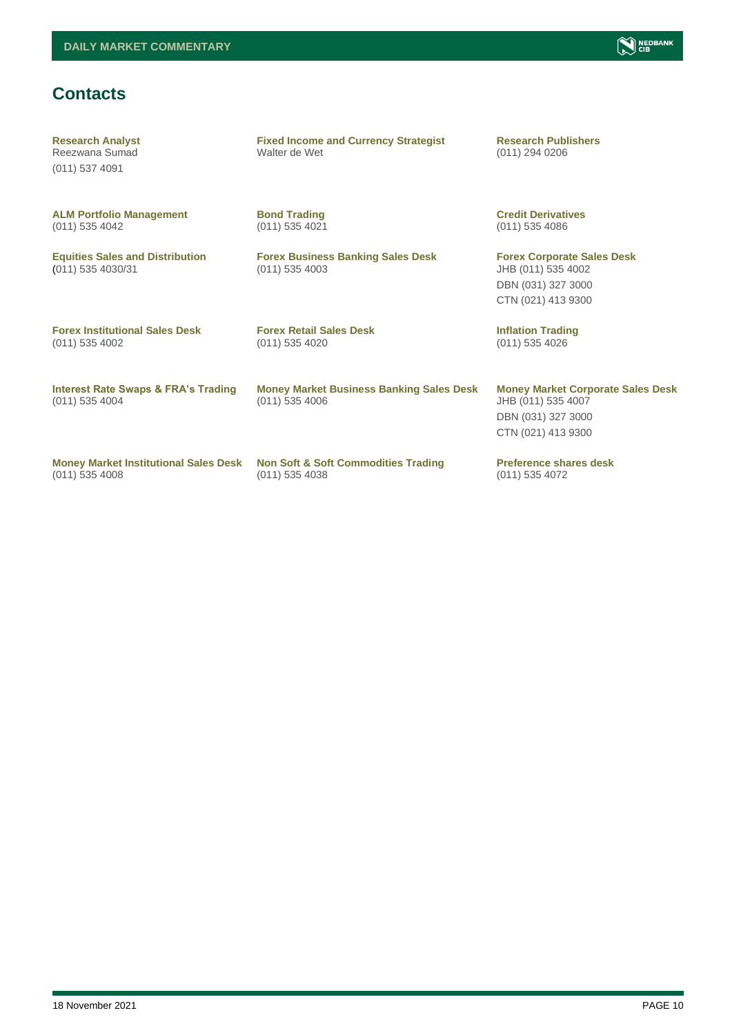## Contacts

**Research Analyst**
Reezwana Sumad
(011) 537 4091

**Fixed Income and Currency Strategist**
Walter de Wet

**Research Publishers**
(011) 294 0206

**ALM Portfolio Management**
(011) 535 4042

**Bond Trading**
(011) 535 4021

**Credit Derivatives**
(011) 535 4086

**Equities Sales and Distribution**
(011) 535 4030/31

**Forex Business Banking Sales Desk**
(011) 535 4003

**Forex Corporate Sales Desk**
JHB (011) 535 4002
DBN (031) 327 3000
CTN (021) 413 9300

**Forex Institutional Sales Desk**
(011) 535 4002

**Forex Retail Sales Desk**
(011) 535 4020

**Inflation Trading**
(011) 535 4026

**Interest Rate Swaps & FRA's Trading**
(011) 535 4004

**Money Market Business Banking Sales Desk**
(011) 535 4006

**Money Market Corporate Sales Desk**
JHB (011) 535 4007
DBN (031) 327 3000
CTN (021) 413 9300

**Money Market Institutional Sales Desk**
(011) 535 4008

**Non Soft & Soft Commodities Trading**
(011) 535 4038

**Preference shares desk**
(011) 535 4072